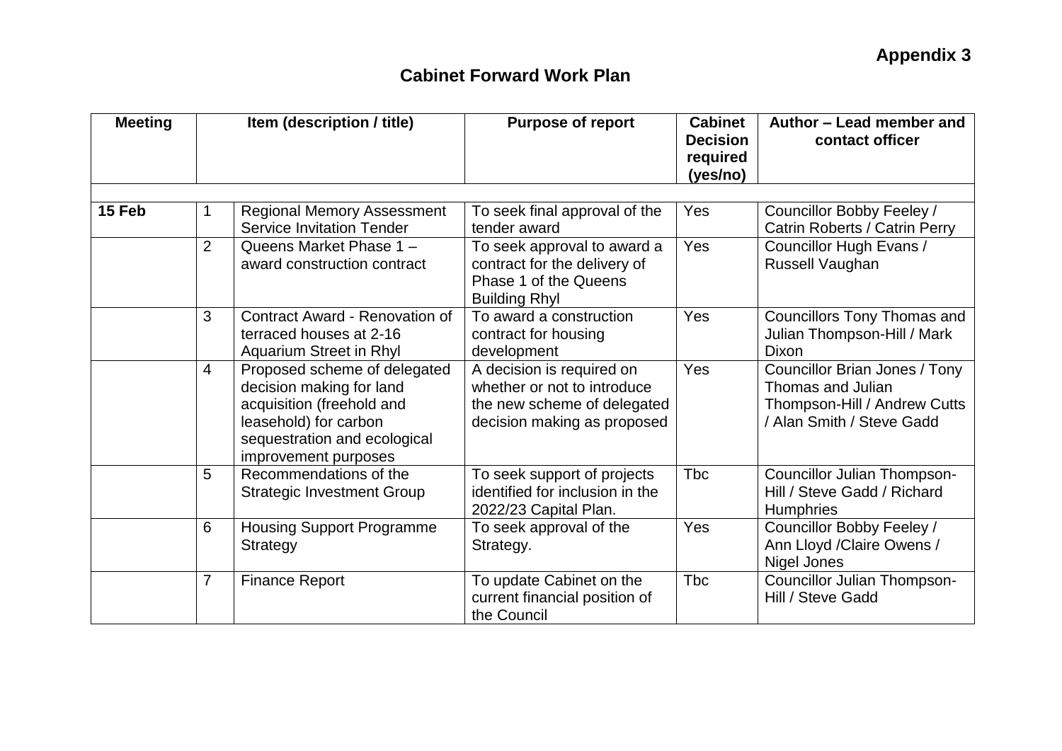**Appendix 3**

# Cabinet Forward Work Plan

| Meeting | | Item (description / title) | Purpose of report | Cabinet Decision required (yes/no) | Author – Lead member and contact officer |
|---|---|---|---|---|---|
| | | | | | |
| **15 Feb** | 1 | Regional Memory Assessment Service Invitation Tender | To seek final approval of the tender award | Yes | Councillor Bobby Feeley / Catrin Roberts / Catrin Perry |
| | 2 | Queens Market Phase 1 – award construction contract | To seek approval to award a contract for the delivery of Phase 1 of the Queens Building Rhyl | Yes | Councillor Hugh Evans / Russell Vaughan |
| | 3 | Contract Award - Renovation of terraced houses at 2-16 Aquarium Street in Rhyl | To award a construction contract for housing development | Yes | Councillors Tony Thomas and Julian Thompson-Hill / Mark Dixon |
| | 4 | Proposed scheme of delegated decision making for land acquisition (freehold and leasehold) for carbon sequestration and ecological improvement purposes | A decision is required on whether or not to introduce the new scheme of delegated decision making as proposed | Yes | Councillor Brian Jones / Tony Thomas and Julian Thompson-Hill / Andrew Cutts / Alan Smith / Steve Gadd |
| | 5 | Recommendations of the Strategic Investment Group | To seek support of projects identified for inclusion in the 2022/23 Capital Plan. | Tbc | Councillor Julian Thompson-Hill / Steve Gadd / Richard Humphries |
| | 6 | Housing Support Programme Strategy | To seek approval of the Strategy. | Yes | Councillor Bobby Feeley / Ann Lloyd /Claire Owens / Nigel Jones |
| | 7 | Finance Report | To update Cabinet on the current financial position of the Council | Tbc | Councillor Julian Thompson-Hill / Steve Gadd |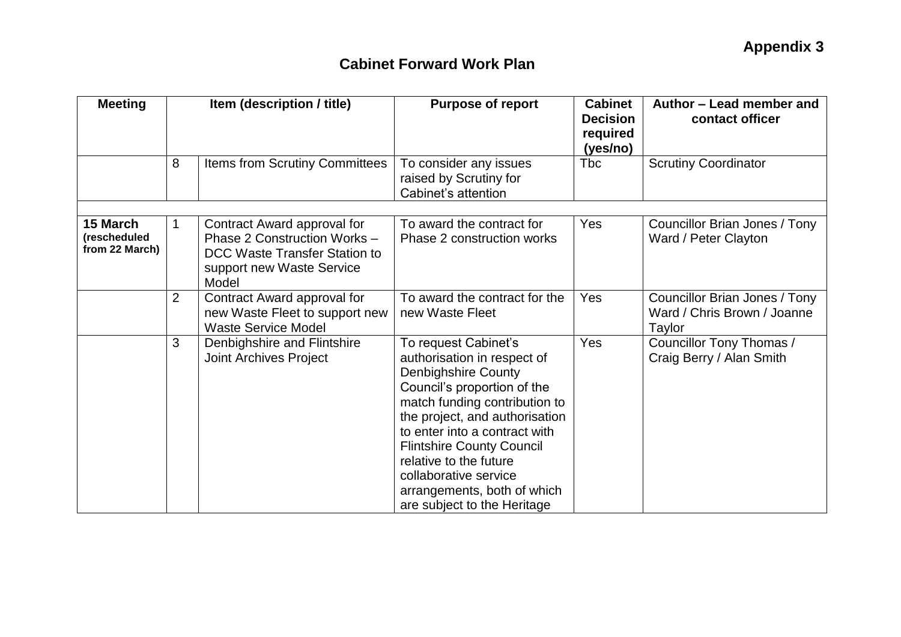**Appendix 3**

## Cabinet Forward Work Plan

| Meeting | | Item (description / title) | Purpose of report | Cabinet Decision required (yes/no) | Author – Lead member and contact officer |
|---|---|---|---|---|---|
| | 8 | Items from Scrutiny Committees | To consider any issues raised by Scrutiny for Cabinet's attention | Tbc | Scrutiny Coordinator |
| | | | | | |
| **15 March (rescheduled from 22 March)** | 1 | Contract Award approval for Phase 2 Construction Works – DCC Waste Transfer Station to support new Waste Service Model | To award the contract for Phase 2 construction works | Yes | Councillor Brian Jones / Tony Ward / Peter Clayton |
| | 2 | Contract Award approval for new Waste Fleet to support new Waste Service Model | To award the contract for the new Waste Fleet | Yes | Councillor Brian Jones / Tony Ward / Chris Brown / Joanne Taylor |
| | 3 | Denbighshire and Flintshire Joint Archives Project | To request Cabinet's authorisation in respect of Denbighshire County Council's proportion of the match funding contribution to the project, and authorisation to enter into a contract with Flintshire County Council relative to the future collaborative service arrangements, both of which are subject to the Heritage | Yes | Councillor Tony Thomas / Craig Berry / Alan Smith |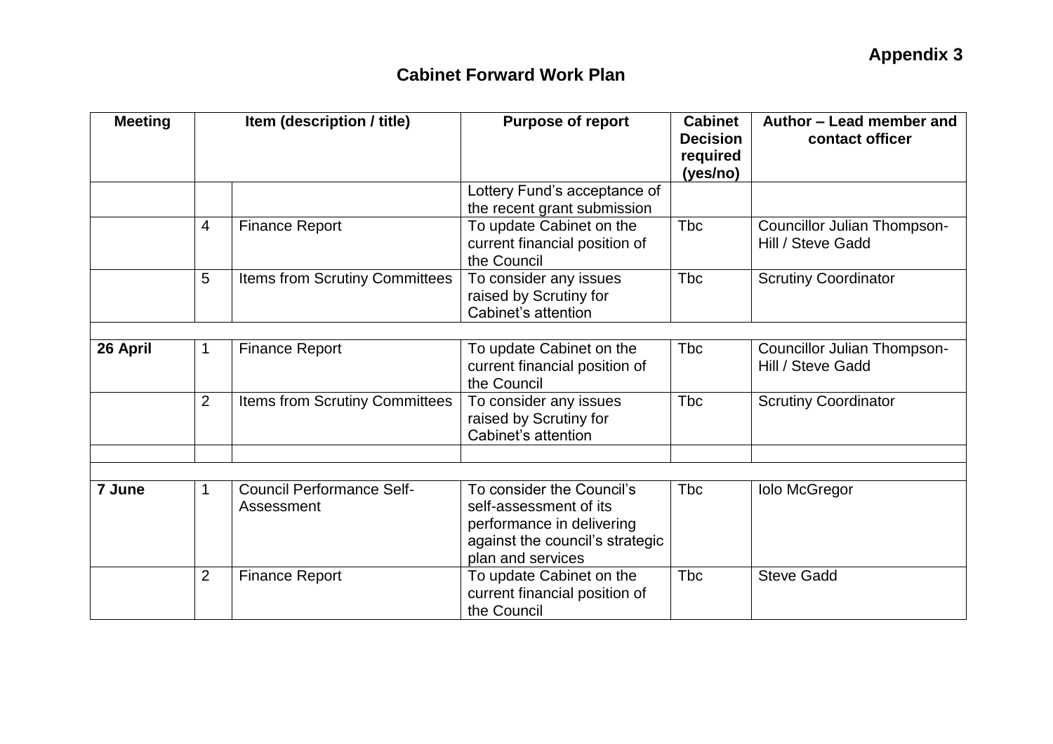**Appendix 3**

## Cabinet Forward Work Plan

| Meeting | Item (description / title) | | Purpose of report | Cabinet Decision required (yes/no) | Author – Lead member and contact officer |
|---|---|---|---|---|---|
| | | | Lottery Fund's acceptance of the recent grant submission | | |
| | 4 | Finance Report | To update Cabinet on the current financial position of the Council | Tbc | Councillor Julian Thompson-Hill / Steve Gadd |
| | 5 | Items from Scrutiny Committees | To consider any issues raised by Scrutiny for Cabinet's attention | Tbc | Scrutiny Coordinator |
| | | | | | |
| **26 April** | 1 | Finance Report | To update Cabinet on the current financial position of the Council | Tbc | Councillor Julian Thompson-Hill / Steve Gadd |
| | 2 | Items from Scrutiny Committees | To consider any issues raised by Scrutiny for Cabinet's attention | Tbc | Scrutiny Coordinator |
| | | | | | |
| | | | | | |
| **7 June** | 1 | Council Performance Self-Assessment | To consider the Council's self-assessment of its performance in delivering against the council's strategic plan and services | Tbc | Iolo McGregor |
| | 2 | Finance Report | To update Cabinet on the current financial position of the Council | Tbc | Steve Gadd |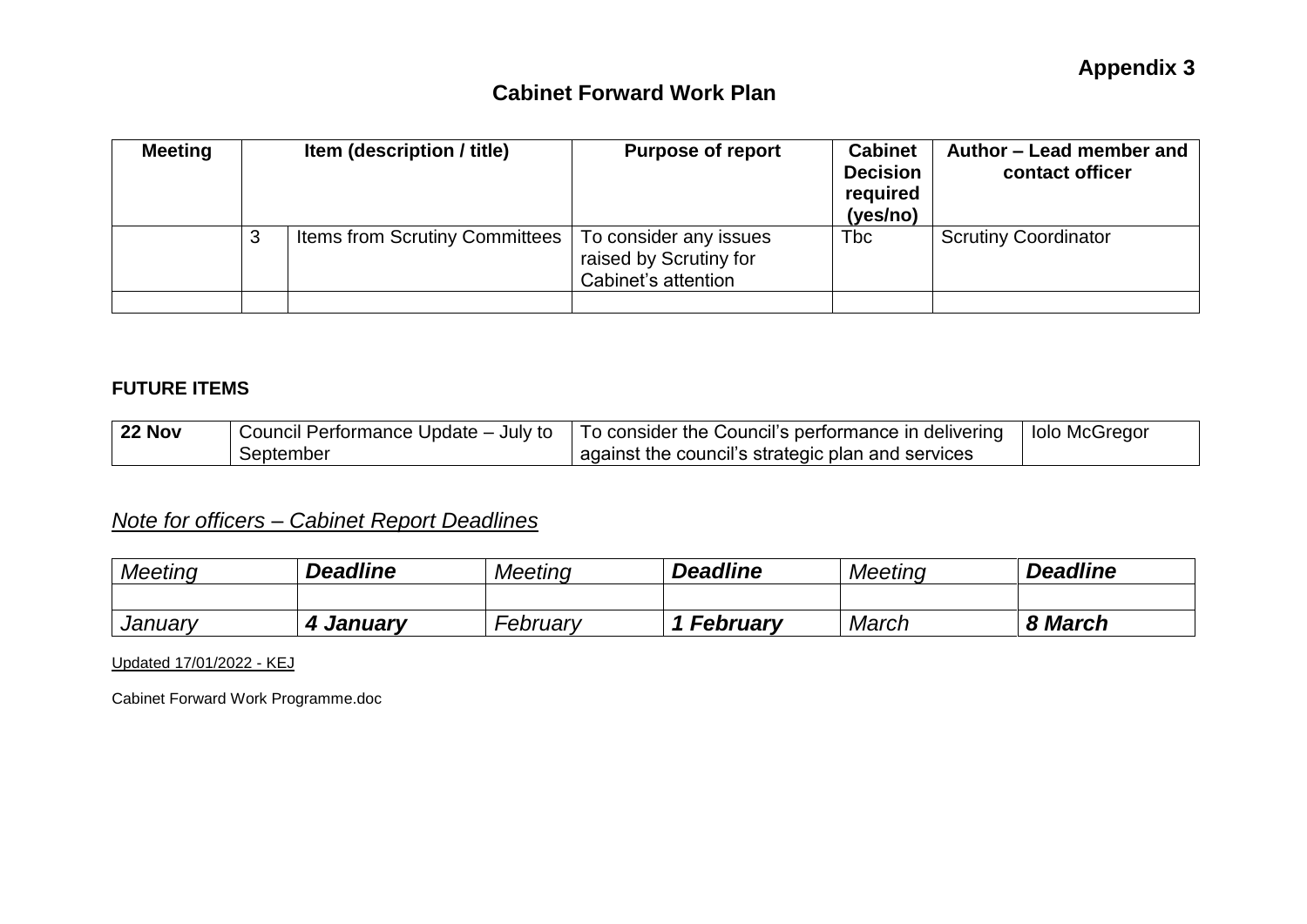**Appendix 3**

## Cabinet Forward Work Plan

| Meeting | Item (description / title) | | Purpose of report | Cabinet Decision required (yes/no) | Author – Lead member and contact officer |
|---|---|---|---|---|---|
| | 3 | Items from Scrutiny Committees | To consider any issues raised by Scrutiny for Cabinet's attention | Tbc | Scrutiny Coordinator |
| | | | | | |

**FUTURE ITEMS**

| | | | |
|---|---|---|---|
| **22 Nov** | Council Performance Update – July to September | To consider the Council's performance in delivering against the council's strategic plan and services | Iolo McGregor |

### *Note for officers – Cabinet Report Deadlines*

| *Meeting* | ***Deadline*** | *Meeting* | ***Deadline*** | *Meeting* | ***Deadline*** |
|---|---|---|---|---|---|
| | | | | | |
| *January* | ***4 January*** | *February* | ***1 February*** | *March* | ***8 March*** |

Updated 17/01/2022 - KEJ

Cabinet Forward Work Programme.doc